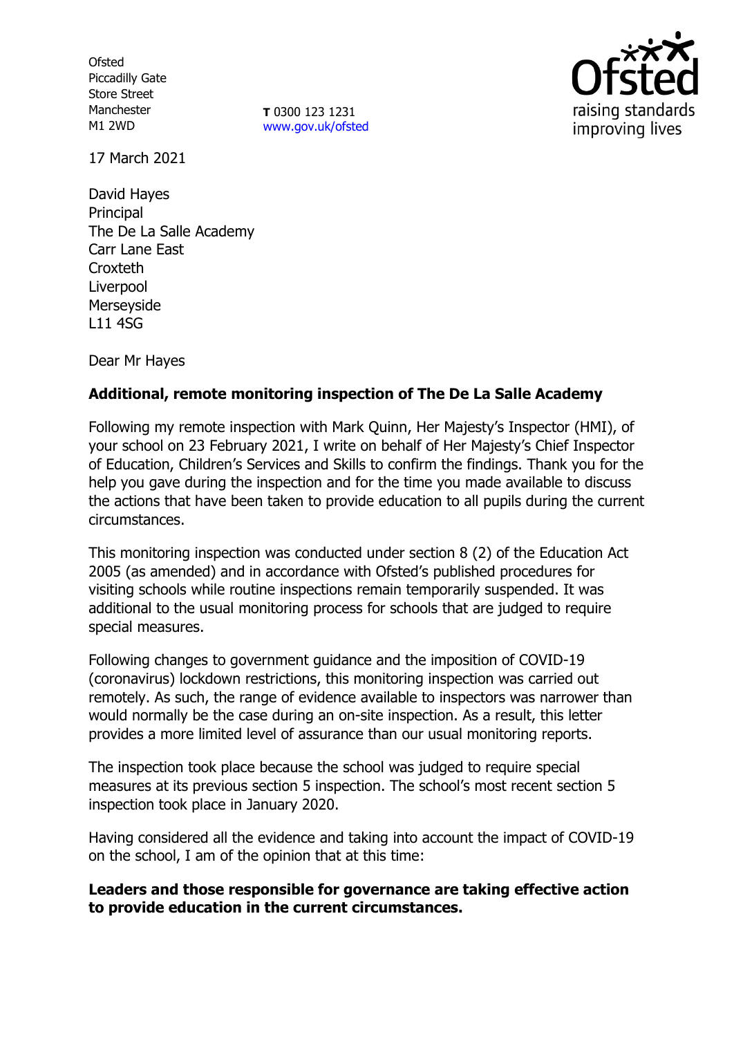Ofsted
Piccadilly Gate
Store Street
Manchester
M1 2WD

**T** 0300 123 1231
www.gov.uk/ofsted

17 March 2021

David Hayes
Principal
The De La Salle Academy
Carr Lane East
Croxteth
Liverpool
Merseyside
L11 4SG

Dear Mr Hayes

**Additional, remote monitoring inspection of The De La Salle Academy**

Following my remote inspection with Mark Quinn, Her Majesty's Inspector (HMI), of your school on 23 February 2021, I write on behalf of Her Majesty's Chief Inspector of Education, Children's Services and Skills to confirm the findings. Thank you for the help you gave during the inspection and for the time you made available to discuss the actions that have been taken to provide education to all pupils during the current circumstances.

This monitoring inspection was conducted under section 8 (2) of the Education Act 2005 (as amended) and in accordance with Ofsted's published procedures for visiting schools while routine inspections remain temporarily suspended. It was additional to the usual monitoring process for schools that are judged to require special measures.

Following changes to government guidance and the imposition of COVID-19 (coronavirus) lockdown restrictions, this monitoring inspection was carried out remotely. As such, the range of evidence available to inspectors was narrower than would normally be the case during an on-site inspection. As a result, this letter provides a more limited level of assurance than our usual monitoring reports.

The inspection took place because the school was judged to require special measures at its previous section 5 inspection. The school's most recent section 5 inspection took place in January 2020.

Having considered all the evidence and taking into account the impact of COVID-19 on the school, I am of the opinion that at this time:

**Leaders and those responsible for governance are taking effective action to provide education in the current circumstances.**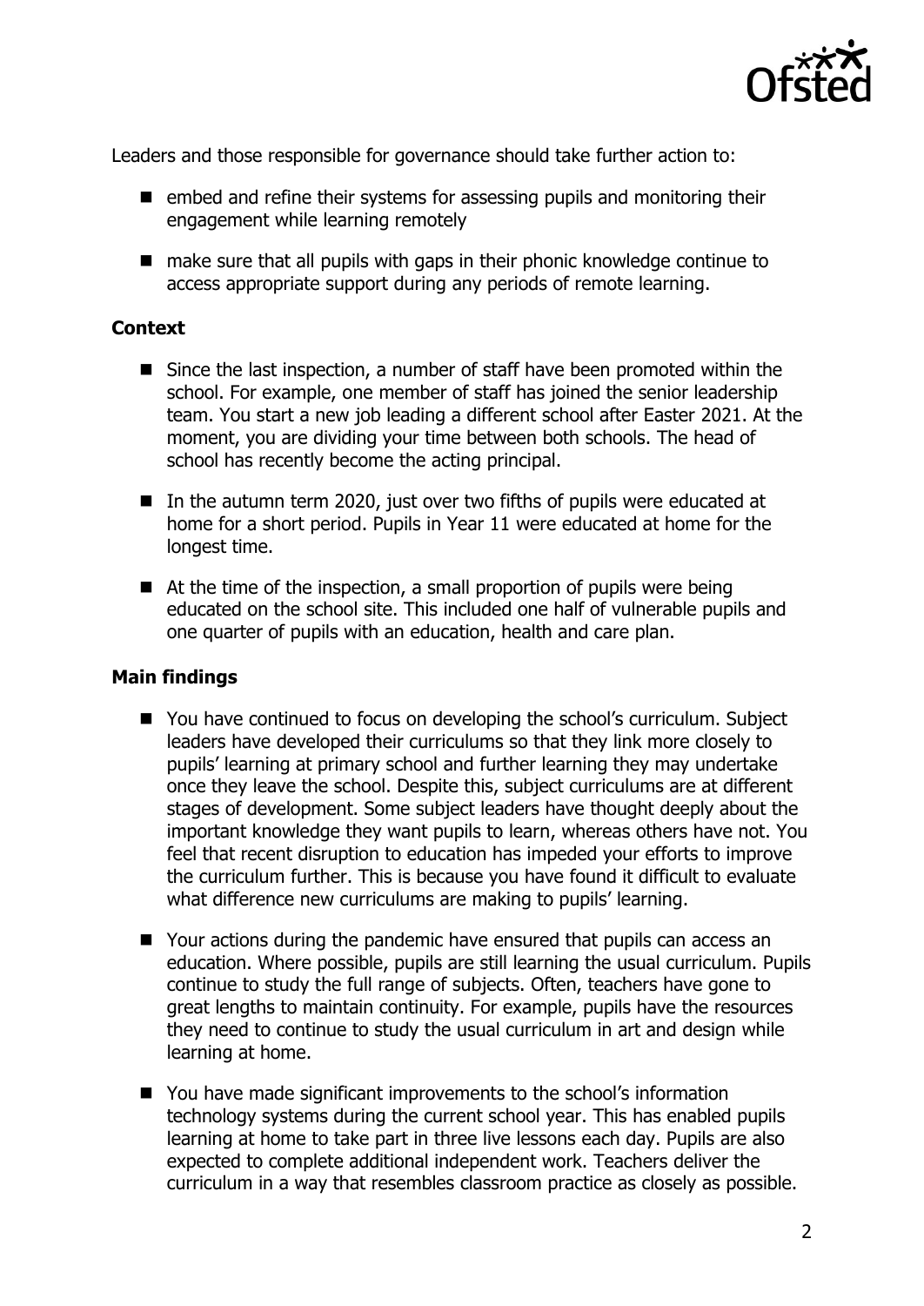Leaders and those responsible for governance should take further action to:

- embed and refine their systems for assessing pupils and monitoring their engagement while learning remotely
- make sure that all pupils with gaps in their phonic knowledge continue to access appropriate support during any periods of remote learning.

### Context

- Since the last inspection, a number of staff have been promoted within the school. For example, one member of staff has joined the senior leadership team. You start a new job leading a different school after Easter 2021. At the moment, you are dividing your time between both schools. The head of school has recently become the acting principal.
- In the autumn term 2020, just over two fifths of pupils were educated at home for a short period. Pupils in Year 11 were educated at home for the longest time.
- At the time of the inspection, a small proportion of pupils were being educated on the school site. This included one half of vulnerable pupils and one quarter of pupils with an education, health and care plan.

### Main findings

- You have continued to focus on developing the school's curriculum. Subject leaders have developed their curriculums so that they link more closely to pupils' learning at primary school and further learning they may undertake once they leave the school. Despite this, subject curriculums are at different stages of development. Some subject leaders have thought deeply about the important knowledge they want pupils to learn, whereas others have not. You feel that recent disruption to education has impeded your efforts to improve the curriculum further. This is because you have found it difficult to evaluate what difference new curriculums are making to pupils' learning.
- Your actions during the pandemic have ensured that pupils can access an education. Where possible, pupils are still learning the usual curriculum. Pupils continue to study the full range of subjects. Often, teachers have gone to great lengths to maintain continuity. For example, pupils have the resources they need to continue to study the usual curriculum in art and design while learning at home.
- You have made significant improvements to the school's information technology systems during the current school year. This has enabled pupils learning at home to take part in three live lessons each day. Pupils are also expected to complete additional independent work. Teachers deliver the curriculum in a way that resembles classroom practice as closely as possible.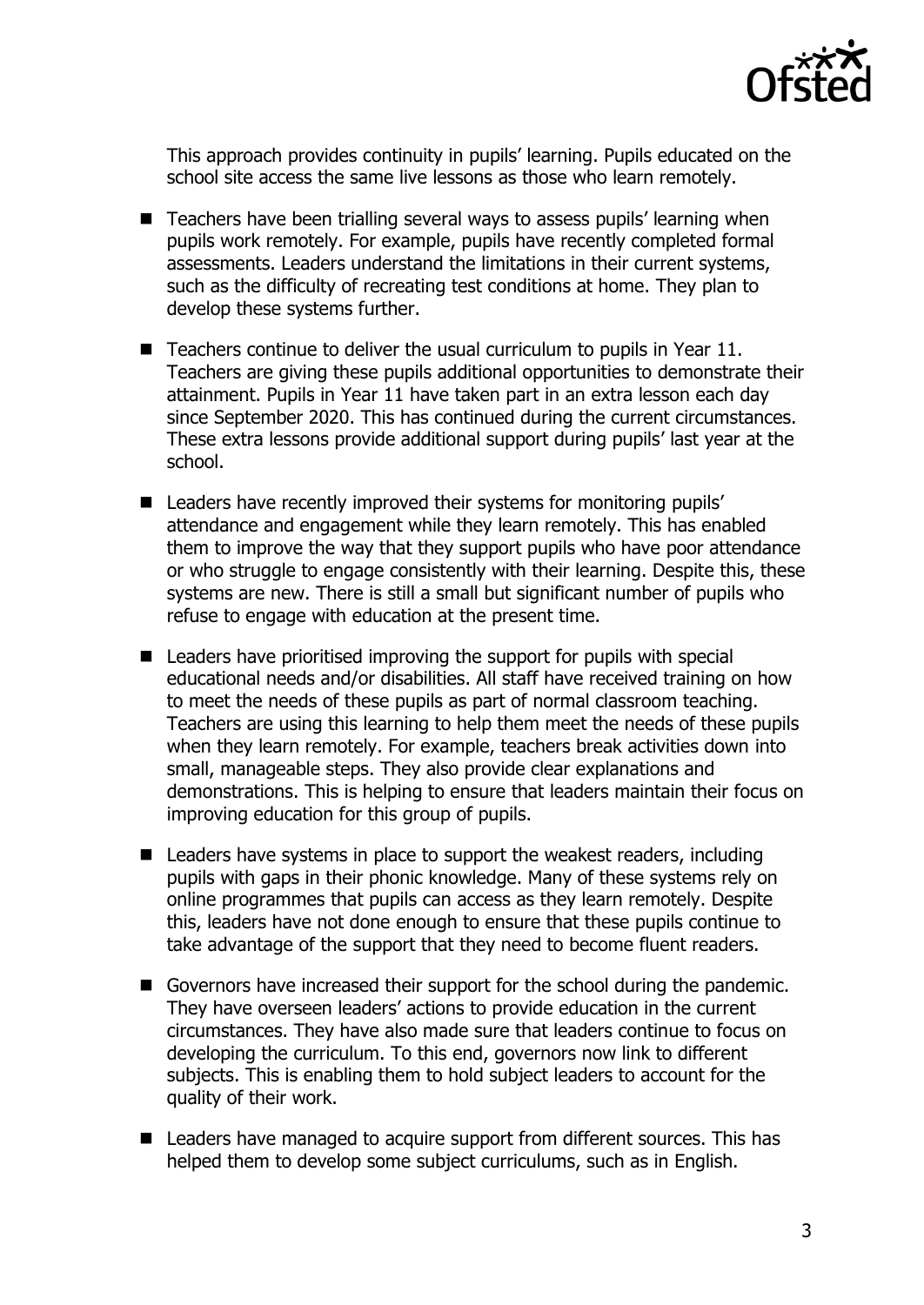This approach provides continuity in pupils' learning. Pupils educated on the school site access the same live lessons as those who learn remotely.

- Teachers have been trialling several ways to assess pupils' learning when pupils work remotely. For example, pupils have recently completed formal assessments. Leaders understand the limitations in their current systems, such as the difficulty of recreating test conditions at home. They plan to develop these systems further.
- Teachers continue to deliver the usual curriculum to pupils in Year 11. Teachers are giving these pupils additional opportunities to demonstrate their attainment. Pupils in Year 11 have taken part in an extra lesson each day since September 2020. This has continued during the current circumstances. These extra lessons provide additional support during pupils' last year at the school.
- Leaders have recently improved their systems for monitoring pupils' attendance and engagement while they learn remotely. This has enabled them to improve the way that they support pupils who have poor attendance or who struggle to engage consistently with their learning. Despite this, these systems are new. There is still a small but significant number of pupils who refuse to engage with education at the present time.
- Leaders have prioritised improving the support for pupils with special educational needs and/or disabilities. All staff have received training on how to meet the needs of these pupils as part of normal classroom teaching. Teachers are using this learning to help them meet the needs of these pupils when they learn remotely. For example, teachers break activities down into small, manageable steps. They also provide clear explanations and demonstrations. This is helping to ensure that leaders maintain their focus on improving education for this group of pupils.
- Leaders have systems in place to support the weakest readers, including pupils with gaps in their phonic knowledge. Many of these systems rely on online programmes that pupils can access as they learn remotely. Despite this, leaders have not done enough to ensure that these pupils continue to take advantage of the support that they need to become fluent readers.
- Governors have increased their support for the school during the pandemic. They have overseen leaders' actions to provide education in the current circumstances. They have also made sure that leaders continue to focus on developing the curriculum. To this end, governors now link to different subjects. This is enabling them to hold subject leaders to account for the quality of their work.
- Leaders have managed to acquire support from different sources. This has helped them to develop some subject curriculums, such as in English.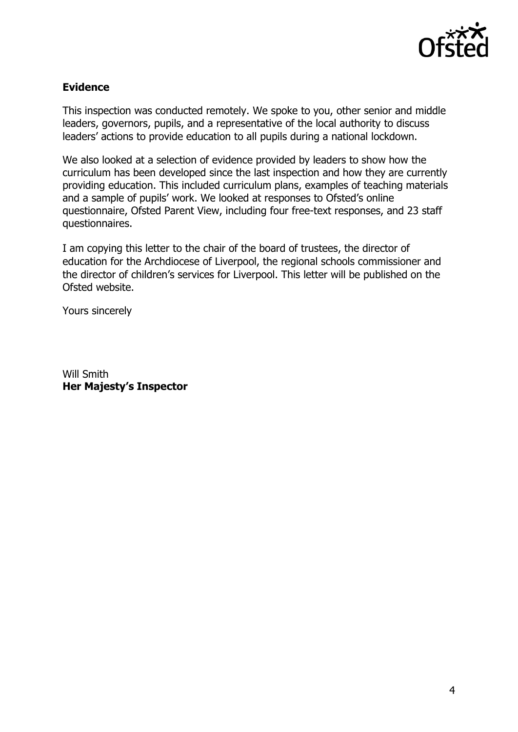**Evidence**

This inspection was conducted remotely. We spoke to you, other senior and middle leaders, governors, pupils, and a representative of the local authority to discuss leaders' actions to provide education to all pupils during a national lockdown.

We also looked at a selection of evidence provided by leaders to show how the curriculum has been developed since the last inspection and how they are currently providing education. This included curriculum plans, examples of teaching materials and a sample of pupils' work. We looked at responses to Ofsted's online questionnaire, Ofsted Parent View, including four free-text responses, and 23 staff questionnaires.

I am copying this letter to the chair of the board of trustees, the director of education for the Archdiocese of Liverpool, the regional schools commissioner and the director of children's services for Liverpool. This letter will be published on the Ofsted website.

Yours sincerely

Will Smith
**Her Majesty's Inspector**